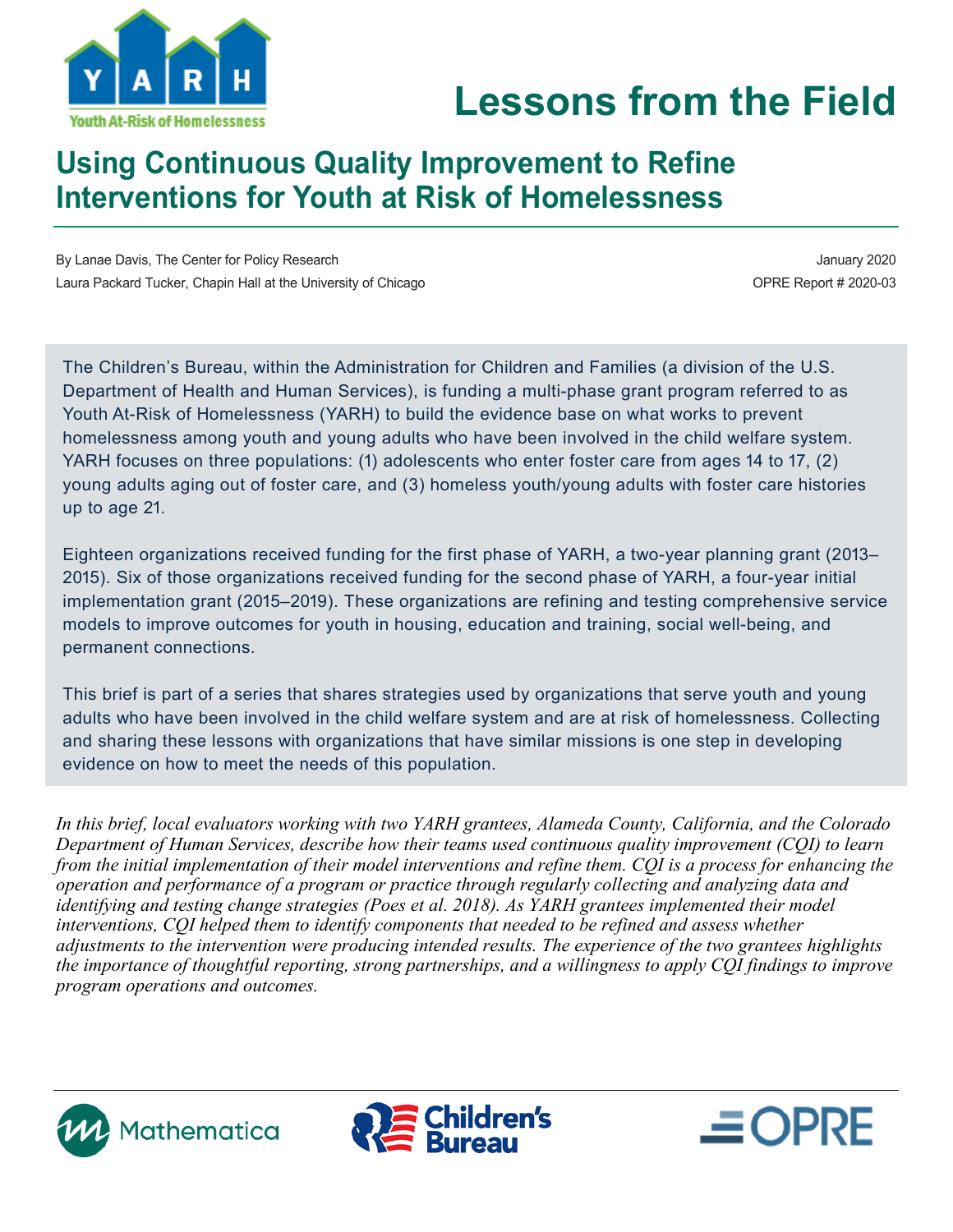# Lessons from the Field

## Using Continuous Quality Improvement to Refine Interventions for Youth at Risk of Homelessness

By Lanae Davis, The Center for Policy Research
Laura Packard Tucker, Chapin Hall at the University of Chicago

January 2020
OPRE Report # 2020-03

The Children's Bureau, within the Administration for Children and Families (a division of the U.S. Department of Health and Human Services), is funding a multi-phase grant program referred to as Youth At-Risk of Homelessness (YARH) to build the evidence base on what works to prevent homelessness among youth and young adults who have been involved in the child welfare system. YARH focuses on three populations: (1) adolescents who enter foster care from ages 14 to 17, (2) young adults aging out of foster care, and (3) homeless youth/young adults with foster care histories up to age 21.

Eighteen organizations received funding for the first phase of YARH, a two-year planning grant (2013–2015). Six of those organizations received funding for the second phase of YARH, a four-year initial implementation grant (2015–2019). These organizations are refining and testing comprehensive service models to improve outcomes for youth in housing, education and training, social well-being, and permanent connections.

This brief is part of a series that shares strategies used by organizations that serve youth and young adults who have been involved in the child welfare system and are at risk of homelessness. Collecting and sharing these lessons with organizations that have similar missions is one step in developing evidence on how to meet the needs of this population.

*In this brief, local evaluators working with two YARH grantees, Alameda County, California, and the Colorado Department of Human Services, describe how their teams used continuous quality improvement (CQI) to learn from the initial implementation of their model interventions and refine them. CQI is a process for enhancing the operation and performance of a program or practice through regularly collecting and analyzing data and identifying and testing change strategies (Poes et al. 2018). As YARH grantees implemented their model interventions, CQI helped them to identify components that needed to be refined and assess whether adjustments to the intervention were producing intended results. The experience of the two grantees highlights the importance of thoughtful reporting, strong partnerships, and a willingness to apply CQI findings to improve program operations and outcomes.*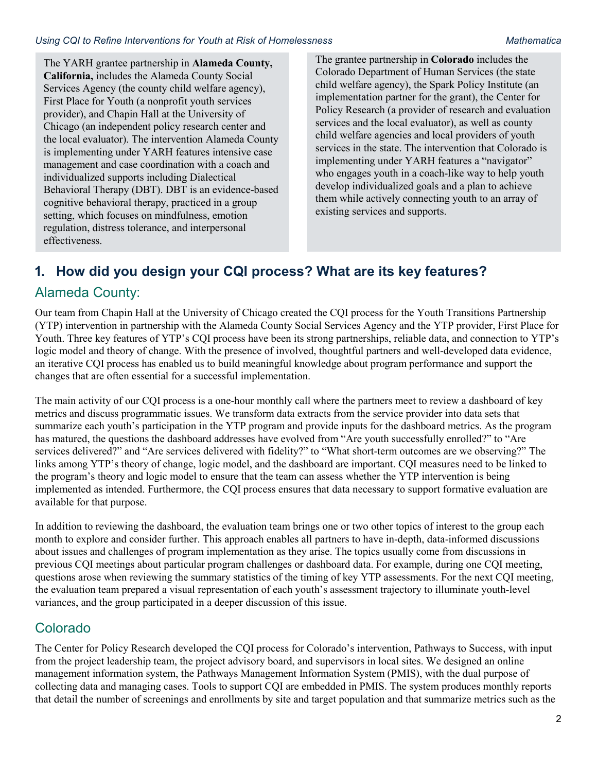The YARH grantee partnership in **Alameda County, California,** includes the Alameda County Social Services Agency (the county child welfare agency), First Place for Youth (a nonprofit youth services provider), and Chapin Hall at the University of Chicago (an independent policy research center and the local evaluator). The intervention Alameda County is implementing under YARH features intensive case management and case coordination with a coach and individualized supports including Dialectical Behavioral Therapy (DBT). DBT is an evidence-based cognitive behavioral therapy, practiced in a group setting, which focuses on mindfulness, emotion regulation, distress tolerance, and interpersonal effectiveness.

The grantee partnership in **Colorado** includes the Colorado Department of Human Services (the state child welfare agency), the Spark Policy Institute (an implementation partner for the grant), the Center for Policy Research (a provider of research and evaluation services and the local evaluator), as well as county child welfare agencies and local providers of youth services in the state. The intervention that Colorado is implementing under YARH features a "navigator" who engages youth in a coach-like way to help youth develop individualized goals and a plan to achieve them while actively connecting youth to an array of existing services and supports.

## 1. How did you design your CQI process? What are its key features?

### Alameda County:

Our team from Chapin Hall at the University of Chicago created the CQI process for the Youth Transitions Partnership (YTP) intervention in partnership with the Alameda County Social Services Agency and the YTP provider, First Place for Youth. Three key features of YTP's CQI process have been its strong partnerships, reliable data, and connection to YTP's logic model and theory of change. With the presence of involved, thoughtful partners and well-developed data evidence, an iterative CQI process has enabled us to build meaningful knowledge about program performance and support the changes that are often essential for a successful implementation.

The main activity of our CQI process is a one-hour monthly call where the partners meet to review a dashboard of key metrics and discuss programmatic issues. We transform data extracts from the service provider into data sets that summarize each youth's participation in the YTP program and provide inputs for the dashboard metrics. As the program has matured, the questions the dashboard addresses have evolved from "Are youth successfully enrolled?" to "Are services delivered?" and "Are services delivered with fidelity?" to "What short-term outcomes are we observing?" The links among YTP's theory of change, logic model, and the dashboard are important. CQI measures need to be linked to the program's theory and logic model to ensure that the team can assess whether the YTP intervention is being implemented as intended. Furthermore, the CQI process ensures that data necessary to support formative evaluation are available for that purpose.

In addition to reviewing the dashboard, the evaluation team brings one or two other topics of interest to the group each month to explore and consider further. This approach enables all partners to have in-depth, data-informed discussions about issues and challenges of program implementation as they arise. The topics usually come from discussions in previous CQI meetings about particular program challenges or dashboard data. For example, during one CQI meeting, questions arose when reviewing the summary statistics of the timing of key YTP assessments. For the next CQI meeting, the evaluation team prepared a visual representation of each youth's assessment trajectory to illuminate youth-level variances, and the group participated in a deeper discussion of this issue.

### Colorado

The Center for Policy Research developed the CQI process for Colorado's intervention, Pathways to Success, with input from the project leadership team, the project advisory board, and supervisors in local sites. We designed an online management information system, the Pathways Management Information System (PMIS), with the dual purpose of collecting data and managing cases. Tools to support CQI are embedded in PMIS. The system produces monthly reports that detail the number of screenings and enrollments by site and target population and that summarize metrics such as the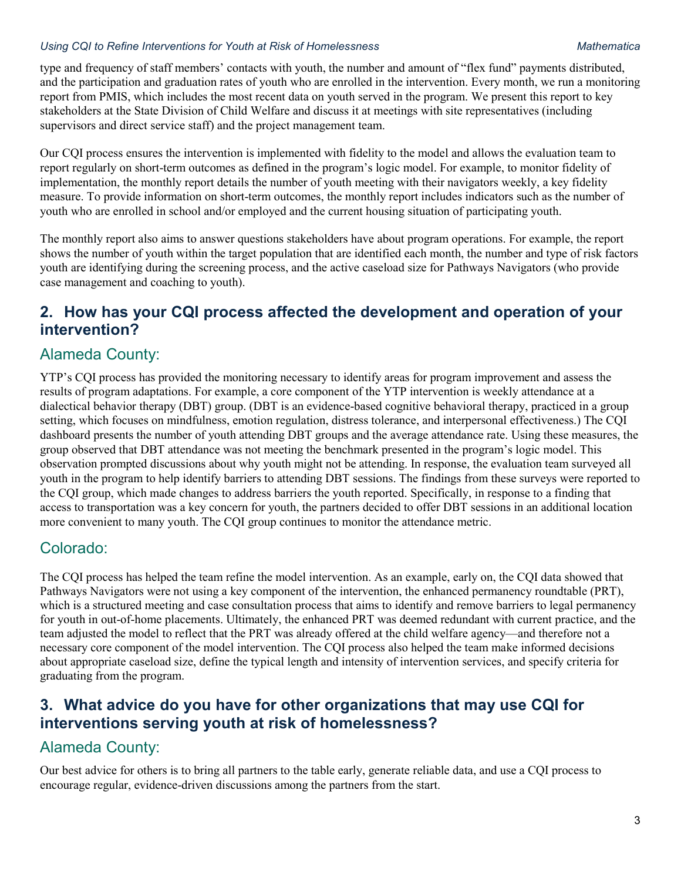type and frequency of staff members' contacts with youth, the number and amount of "flex fund" payments distributed, and the participation and graduation rates of youth who are enrolled in the intervention. Every month, we run a monitoring report from PMIS, which includes the most recent data on youth served in the program. We present this report to key stakeholders at the State Division of Child Welfare and discuss it at meetings with site representatives (including supervisors and direct service staff) and the project management team.

Our CQI process ensures the intervention is implemented with fidelity to the model and allows the evaluation team to report regularly on short-term outcomes as defined in the program's logic model. For example, to monitor fidelity of implementation, the monthly report details the number of youth meeting with their navigators weekly, a key fidelity measure. To provide information on short-term outcomes, the monthly report includes indicators such as the number of youth who are enrolled in school and/or employed and the current housing situation of participating youth.

The monthly report also aims to answer questions stakeholders have about program operations. For example, the report shows the number of youth within the target population that are identified each month, the number and type of risk factors youth are identifying during the screening process, and the active caseload size for Pathways Navigators (who provide case management and coaching to youth).

## 2. How has your CQI process affected the development and operation of your intervention?

### Alameda County:

YTP's CQI process has provided the monitoring necessary to identify areas for program improvement and assess the results of program adaptations. For example, a core component of the YTP intervention is weekly attendance at a dialectical behavior therapy (DBT) group. (DBT is an evidence-based cognitive behavioral therapy, practiced in a group setting, which focuses on mindfulness, emotion regulation, distress tolerance, and interpersonal effectiveness.) The CQI dashboard presents the number of youth attending DBT groups and the average attendance rate. Using these measures, the group observed that DBT attendance was not meeting the benchmark presented in the program's logic model. This observation prompted discussions about why youth might not be attending. In response, the evaluation team surveyed all youth in the program to help identify barriers to attending DBT sessions. The findings from these surveys were reported to the CQI group, which made changes to address barriers the youth reported. Specifically, in response to a finding that access to transportation was a key concern for youth, the partners decided to offer DBT sessions in an additional location more convenient to many youth. The CQI group continues to monitor the attendance metric.

### Colorado:

The CQI process has helped the team refine the model intervention. As an example, early on, the CQI data showed that Pathways Navigators were not using a key component of the intervention, the enhanced permanency roundtable (PRT), which is a structured meeting and case consultation process that aims to identify and remove barriers to legal permanency for youth in out-of-home placements. Ultimately, the enhanced PRT was deemed redundant with current practice, and the team adjusted the model to reflect that the PRT was already offered at the child welfare agency—and therefore not a necessary core component of the model intervention. The CQI process also helped the team make informed decisions about appropriate caseload size, define the typical length and intensity of intervention services, and specify criteria for graduating from the program.

## 3. What advice do you have for other organizations that may use CQI for interventions serving youth at risk of homelessness?

### Alameda County:

Our best advice for others is to bring all partners to the table early, generate reliable data, and use a CQI process to encourage regular, evidence-driven discussions among the partners from the start.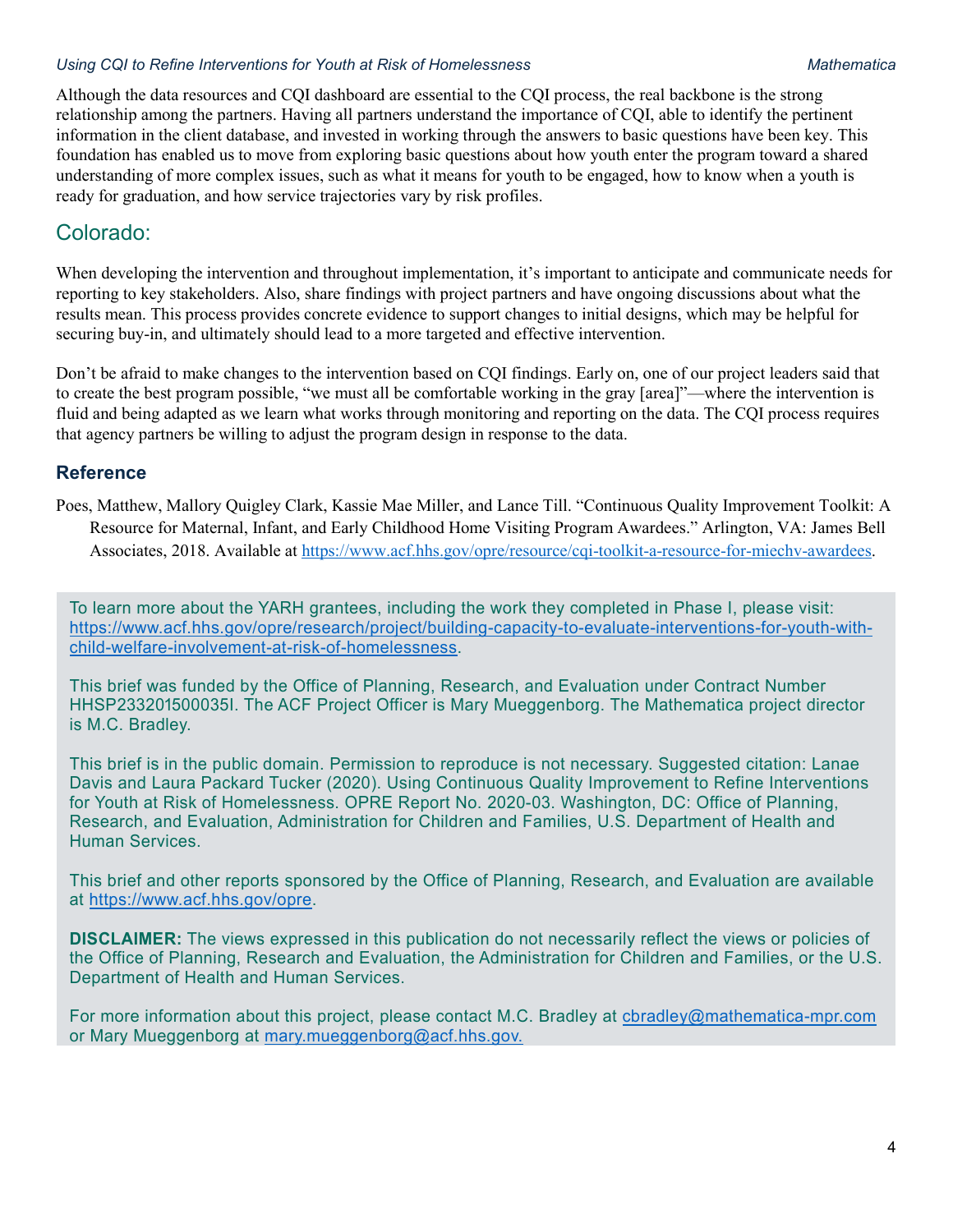Although the data resources and CQI dashboard are essential to the CQI process, the real backbone is the strong relationship among the partners. Having all partners understand the importance of CQI, able to identify the pertinent information in the client database, and invested in working through the answers to basic questions have been key. This foundation has enabled us to move from exploring basic questions about how youth enter the program toward a shared understanding of more complex issues, such as what it means for youth to be engaged, how to know when a youth is ready for graduation, and how service trajectories vary by risk profiles.

## Colorado:

When developing the intervention and throughout implementation, it's important to anticipate and communicate needs for reporting to key stakeholders. Also, share findings with project partners and have ongoing discussions about what the results mean. This process provides concrete evidence to support changes to initial designs, which may be helpful for securing buy-in, and ultimately should lead to a more targeted and effective intervention.

Don't be afraid to make changes to the intervention based on CQI findings. Early on, one of our project leaders said that to create the best program possible, "we must all be comfortable working in the gray [area]"—where the intervention is fluid and being adapted as we learn what works through monitoring and reporting on the data. The CQI process requires that agency partners be willing to adjust the program design in response to the data.

### Reference

Poes, Matthew, Mallory Quigley Clark, Kassie Mae Miller, and Lance Till. "Continuous Quality Improvement Toolkit: A Resource for Maternal, Infant, and Early Childhood Home Visiting Program Awardees." Arlington, VA: James Bell Associates, 2018. Available at https://www.acf.hhs.gov/opre/resource/cqi-toolkit-a-resource-for-miechv-awardees.

To learn more about the YARH grantees, including the work they completed in Phase I, please visit: https://www.acf.hhs.gov/opre/research/project/building-capacity-to-evaluate-interventions-for-youth-with-child-welfare-involvement-at-risk-of-homelessness.

This brief was funded by the Office of Planning, Research, and Evaluation under Contract Number HHSP233201500035I. The ACF Project Officer is Mary Mueggenborg. The Mathematica project director is M.C. Bradley.

This brief is in the public domain. Permission to reproduce is not necessary. Suggested citation: Lanae Davis and Laura Packard Tucker (2020). Using Continuous Quality Improvement to Refine Interventions for Youth at Risk of Homelessness. OPRE Report No. 2020-03. Washington, DC: Office of Planning, Research, and Evaluation, Administration for Children and Families, U.S. Department of Health and Human Services.

This brief and other reports sponsored by the Office of Planning, Research, and Evaluation are available at https://www.acf.hhs.gov/opre.

**DISCLAIMER:** The views expressed in this publication do not necessarily reflect the views or policies of the Office of Planning, Research and Evaluation, the Administration for Children and Families, or the U.S. Department of Health and Human Services.

For more information about this project, please contact M.C. Bradley at cbradley@mathematica-mpr.com or Mary Mueggenborg at mary.mueggenborg@acf.hhs.gov.